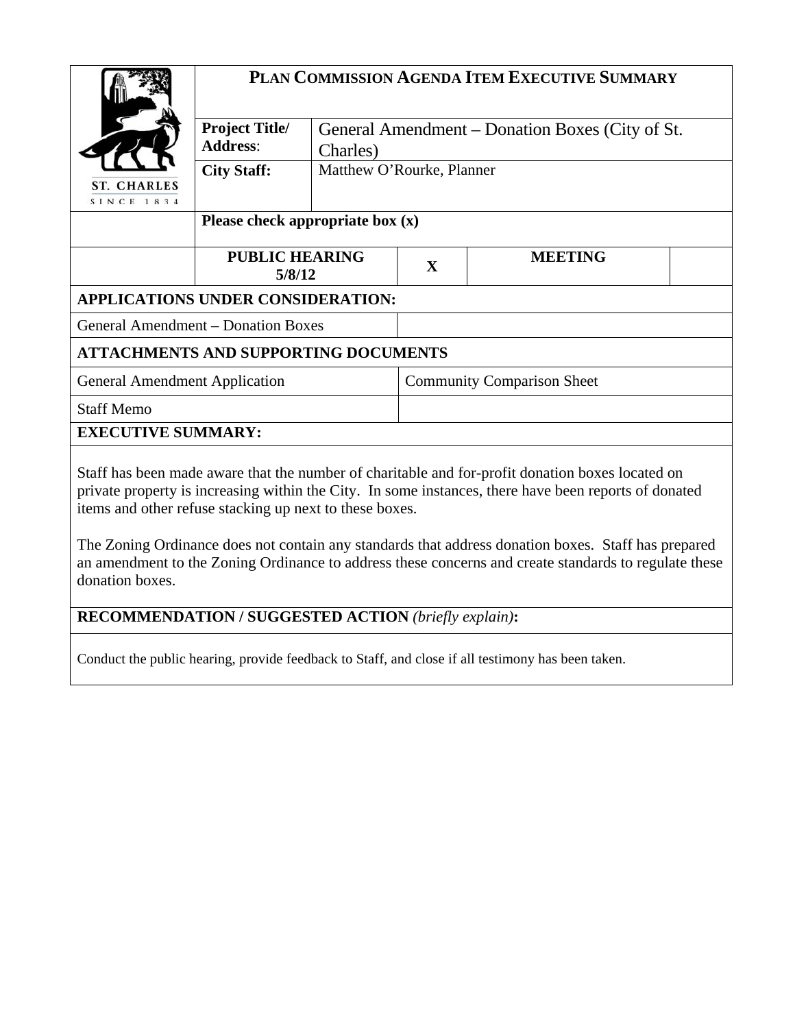# PLAN COMMISSION AGENDA ITEM EXECUTIVE SUMMARY

ST. CHARLES
SINCE 1834

| | |
|---|---|
| **Project Title/ Address**: | General Amendment – Donation Boxes (City of St. Charles) |
| **City Staff:** | Matthew O'Rourke, Planner |

**Please check appropriate box (x)**

| PUBLIC HEARING 5/8/12 | X | MEETING | |
|---|---|---|---|

| **APPLICATIONS UNDER CONSIDERATION:** | |
|---|---|
| General Amendment – Donation Boxes | |

| **ATTACHMENTS AND SUPPORTING DOCUMENTS** | |
|---|---|
| General Amendment Application | Community Comparison Sheet |
| Staff Memo | |

**EXECUTIVE SUMMARY:**

Staff has been made aware that the number of charitable and for-profit donation boxes located on private property is increasing within the City. In some instances, there have been reports of donated items and other refuse stacking up next to these boxes.

The Zoning Ordinance does not contain any standards that address donation boxes. Staff has prepared an amendment to the Zoning Ordinance to address these concerns and create standards to regulate these donation boxes.

**RECOMMENDATION / SUGGESTED ACTION** *(briefly explain)***:**

Conduct the public hearing, provide feedback to Staff, and close if all testimony has been taken.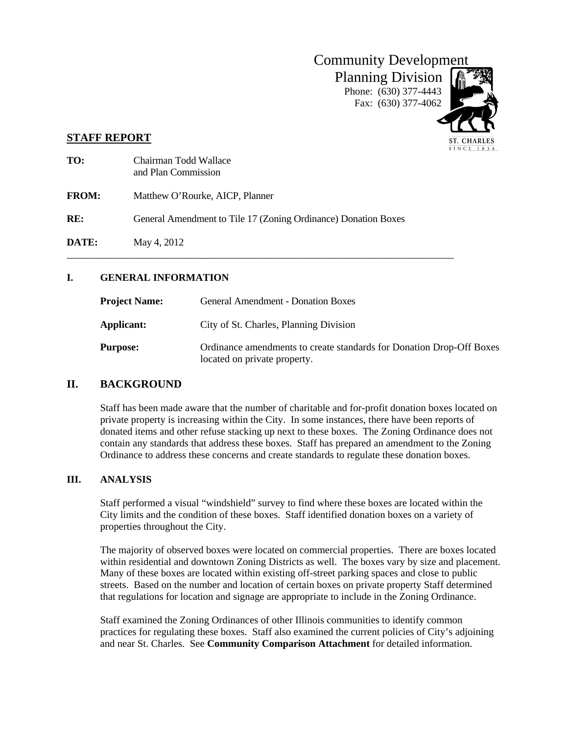Community Development
Planning Division
Phone: (630) 377-4443
Fax: (630) 377-4062

## STAFF REPORT

**TO:** Chairman Todd Wallace and Plan Commission

**FROM:** Matthew O'Rourke, AICP, Planner

**RE:** General Amendment to Tile 17 (Zoning Ordinance) Donation Boxes

**DATE:** May 4, 2012

---

### I. GENERAL INFORMATION

**Project Name:** General Amendment - Donation Boxes

**Applicant:** City of St. Charles, Planning Division

**Purpose:** Ordinance amendments to create standards for Donation Drop-Off Boxes located on private property.

## II. BACKGROUND

Staff has been made aware that the number of charitable and for-profit donation boxes located on private property is increasing within the City. In some instances, there have been reports of donated items and other refuse stacking up next to these boxes. The Zoning Ordinance does not contain any standards that address these boxes. Staff has prepared an amendment to the Zoning Ordinance to address these concerns and create standards to regulate these donation boxes.

### III. ANALYSIS

Staff performed a visual "windshield" survey to find where these boxes are located within the City limits and the condition of these boxes. Staff identified donation boxes on a variety of properties throughout the City.

The majority of observed boxes were located on commercial properties. There are boxes located within residential and downtown Zoning Districts as well. The boxes vary by size and placement. Many of these boxes are located within existing off-street parking spaces and close to public streets. Based on the number and location of certain boxes on private property Staff determined that regulations for location and signage are appropriate to include in the Zoning Ordinance.

Staff examined the Zoning Ordinances of other Illinois communities to identify common practices for regulating these boxes. Staff also examined the current policies of City's adjoining and near St. Charles. See **Community Comparison Attachment** for detailed information.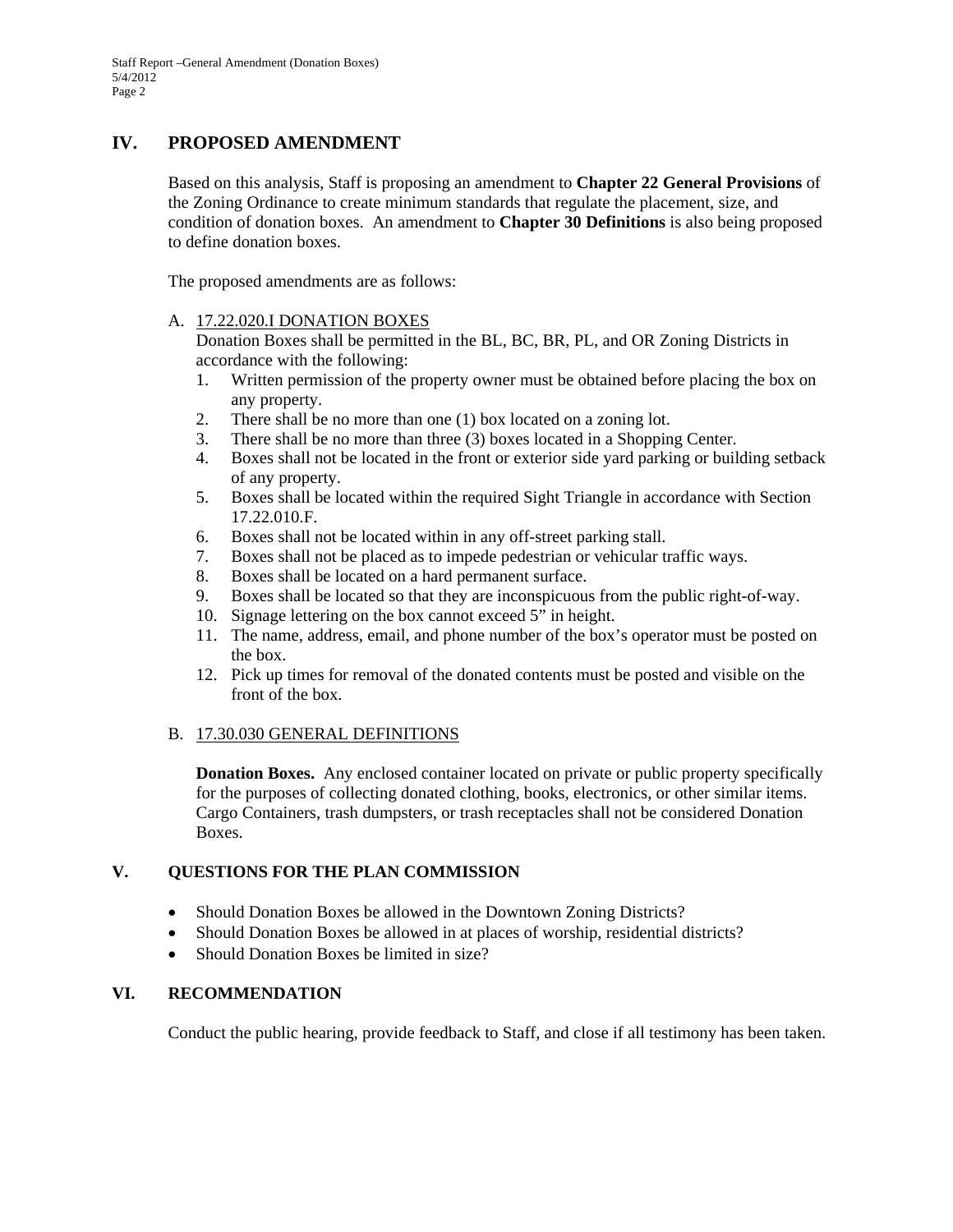## IV. PROPOSED AMENDMENT

Based on this analysis, Staff is proposing an amendment to **Chapter 22 General Provisions** of the Zoning Ordinance to create minimum standards that regulate the placement, size, and condition of donation boxes. An amendment to **Chapter 30 Definitions** is also being proposed to define donation boxes.

The proposed amendments are as follows:

A. <u>17.22.020.I DONATION BOXES</u>
   Donation Boxes shall be permitted in the BL, BC, BR, PL, and OR Zoning Districts in accordance with the following:
   1. Written permission of the property owner must be obtained before placing the box on any property.
   2. There shall be no more than one (1) box located on a zoning lot.
   3. There shall be no more than three (3) boxes located in a Shopping Center.
   4. Boxes shall not be located in the front or exterior side yard parking or building setback of any property.
   5. Boxes shall be located within the required Sight Triangle in accordance with Section 17.22.010.F.
   6. Boxes shall not be located within in any off-street parking stall.
   7. Boxes shall not be placed as to impede pedestrian or vehicular traffic ways.
   8. Boxes shall be located on a hard permanent surface.
   9. Boxes shall be located so that they are inconspicuous from the public right-of-way.
   10. Signage lettering on the box cannot exceed 5" in height.
   11. The name, address, email, and phone number of the box's operator must be posted on the box.
   12. Pick up times for removal of the donated contents must be posted and visible on the front of the box.

B. <u>17.30.030 GENERAL DEFINITIONS</u>

   **Donation Boxes.** Any enclosed container located on private or public property specifically for the purposes of collecting donated clothing, books, electronics, or other similar items. Cargo Containers, trash dumpsters, or trash receptacles shall not be considered Donation Boxes.

## V. QUESTIONS FOR THE PLAN COMMISSION

- Should Donation Boxes be allowed in the Downtown Zoning Districts?
- Should Donation Boxes be allowed in at places of worship, residential districts?
- Should Donation Boxes be limited in size?

## VI. RECOMMENDATION

Conduct the public hearing, provide feedback to Staff, and close if all testimony has been taken.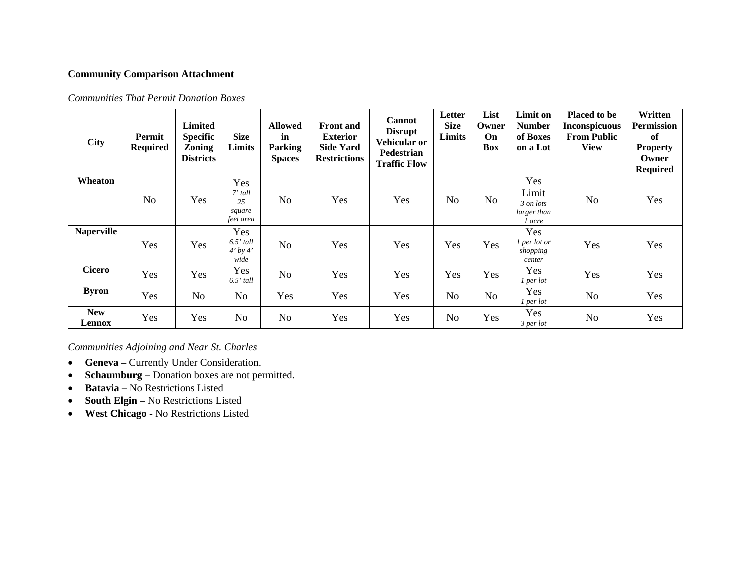**Community Comparison Attachment**

*Communities That Permit Donation Boxes*

| City | Permit Required | Limited Specific Zoning Districts | Size Limits | Allowed in Parking Spaces | Front and Exterior Side Yard Restrictions | Cannot Disrupt Vehicular or Pedestrian Traffic Flow | Letter Size Limits | List Owner On Box | Limit on Number of Boxes on a Lot | Placed to be Inconspicuous From Public View | Written Permission of Property Owner Required |
|---|---|---|---|---|---|---|---|---|---|---|---|
| **Wheaton** | No | Yes | Yes *7' tall 25 square feet area* | No | Yes | Yes | No | No | Yes Limit *3 on lots larger than 1 acre* | No | Yes |
| **Naperville** | Yes | Yes | Yes *6.5' tall 4' by 4' wide* | No | Yes | Yes | Yes | Yes | Yes *1 per lot or shopping center* | Yes | Yes |
| **Cicero** | Yes | Yes | Yes *6.5' tall* | No | Yes | Yes | Yes | Yes | Yes *1 per lot* | Yes | Yes |
| **Byron** | Yes | No | No | Yes | Yes | Yes | No | No | Yes *1 per lot* | No | Yes |
| **New Lennox** | Yes | Yes | No | No | Yes | Yes | No | Yes | Yes *3 per lot* | No | Yes |

*Communities Adjoining and Near St. Charles*

- **Geneva –** Currently Under Consideration.
- **Schaumburg –** Donation boxes are not permitted.
- **Batavia –** No Restrictions Listed
- **South Elgin –** No Restrictions Listed
- **West Chicago -** No Restrictions Listed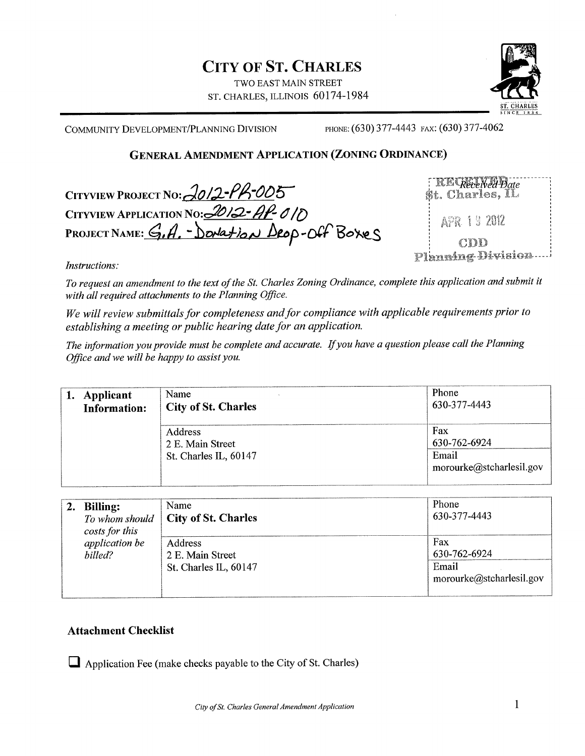# CITY OF ST. CHARLES

TWO EAST MAIN STREET
ST. CHARLES, ILLINOIS 60174-1984

COMMUNITY DEVELOPMENT/PLANNING DIVISION PHONE: (630) 377-4443 FAX: (630) 377-4062

## GENERAL AMENDMENT APPLICATION (ZONING ORDINANCE)

**CITYVIEW PROJECT NO:** 2012-PR-005
**CITYVIEW APPLICATION NO:** 2012-AP-010
**PROJECT NAME:** G.A. - Donation Drop-Off Boxes

RECEIVED Received Date
St. Charles, IL
APR 13 2012
CDD
Planning Division

*Instructions:*

*To request an amendment to the text of the St. Charles Zoning Ordinance, complete this application and submit it with all required attachments to the Planning Office.*

*We will review submittals for completeness and for compliance with applicable requirements prior to establishing a meeting or public hearing date for an application.*

*The information you provide must be complete and accurate. If you have a question please call the Planning Office and we will be happy to assist you.*

| 1. Applicant Information: | Name<br>**City of St. Charles** | Phone<br>630-377-4443 |
|---|---|---|
| | Address<br>2 E. Main Street<br>St. Charles IL, 60147 | Fax<br>630-762-6924<br>Email<br>morourke@stcharlesil.gov |

| 2. Billing: *To whom should costs for this application be billed?* | Name<br>**City of St. Charles** | Phone<br>630-377-4443 |
|---|---|---|
| | Address<br>2 E. Main Street<br>St. Charles IL, 60147 | Fax<br>630-762-6924<br>Email<br>morourke@stcharlesil.gov |

### Attachment Checklist

☐ Application Fee (make checks payable to the City of St. Charles)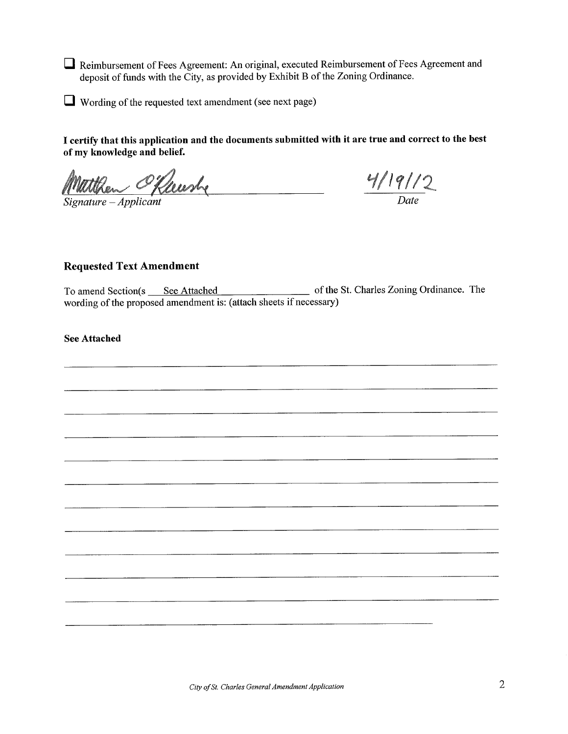☐ Reimbursement of Fees Agreement: An original, executed Reimbursement of Fees Agreement and deposit of funds with the City, as provided by Exhibit B of the Zoning Ordinance.

☐ Wording of the requested text amendment (see next page)

**I certify that this application and the documents submitted with it are true and correct to the best of my knowledge and belief.**

Matthew O'Rourke ______________________ 4/19/12

*Signature – Applicant* *Date*

### Requested Text Amendment

To amend Section(s \_\_\_See Attached\_\_\_ of the St. Charles Zoning Ordinance. The wording of the proposed amendment is: (attach sheets if necessary)

**See Attached**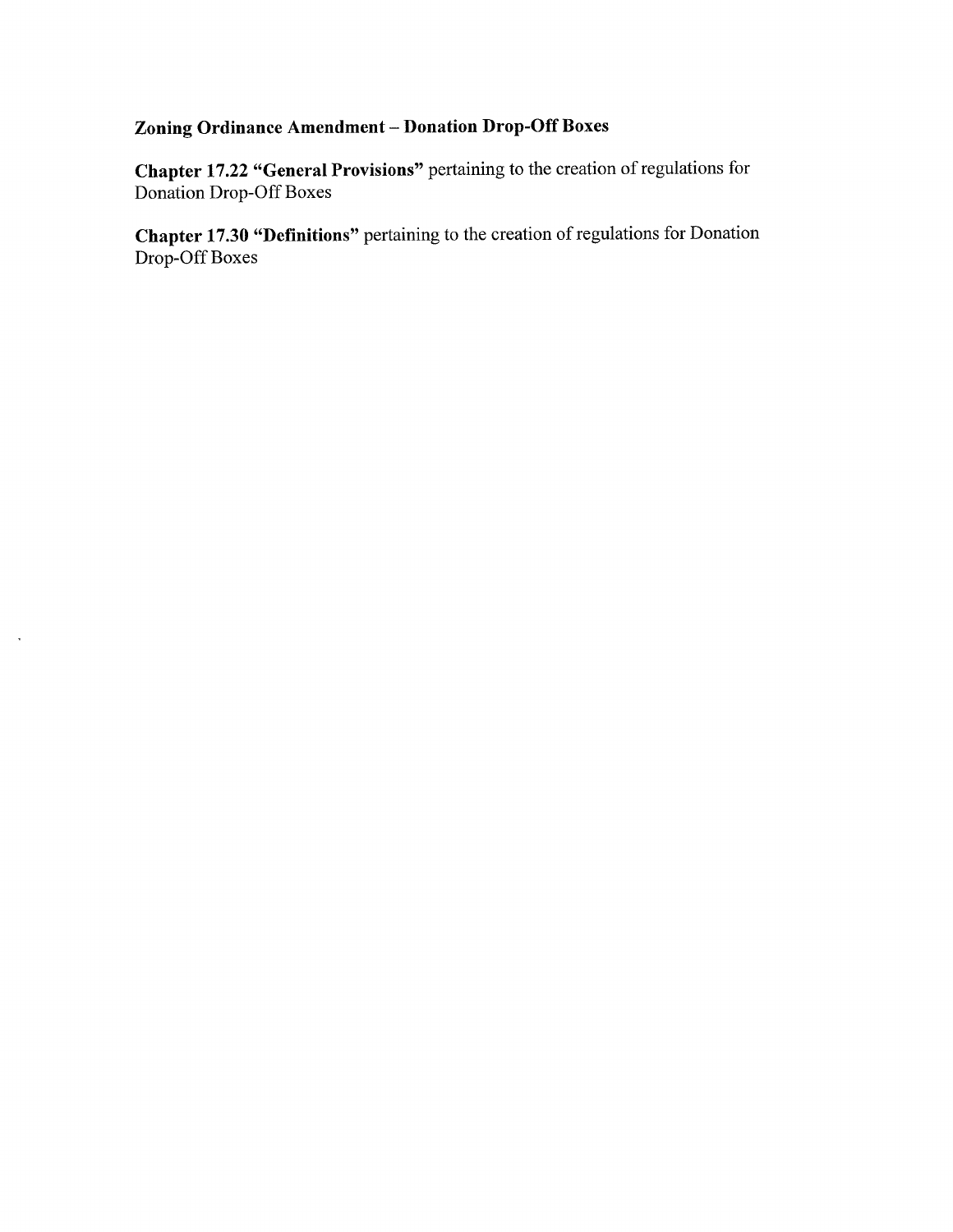## Zoning Ordinance Amendment – Donation Drop-Off Boxes

**Chapter 17.22 "General Provisions"** pertaining to the creation of regulations for Donation Drop-Off Boxes

**Chapter 17.30 "Definitions"** pertaining to the creation of regulations for Donation Drop-Off Boxes